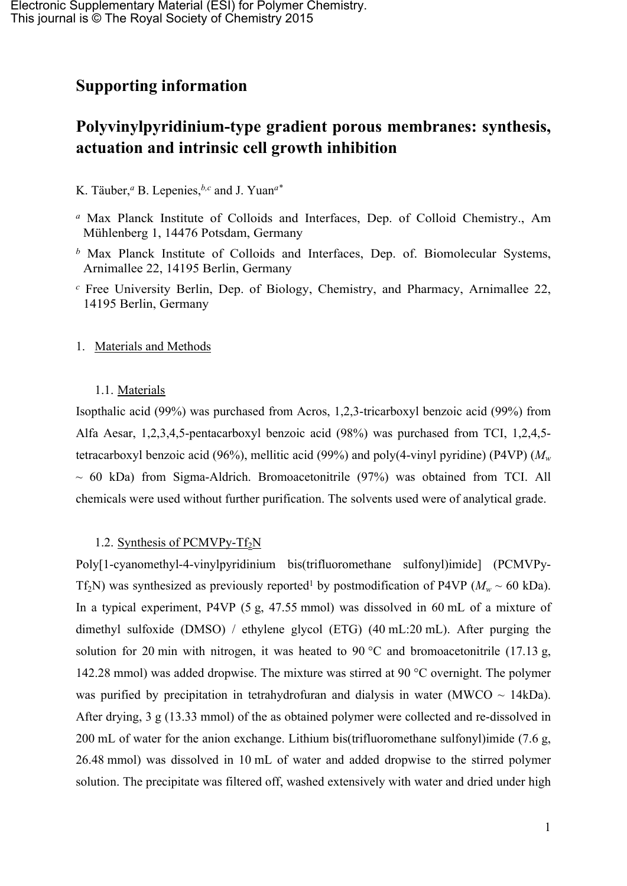# Supporting information

## Polyvinylpyridinium-type gradient porous membranes: synthesis, actuation and intrinsic cell growth inhibition

K. Täuber,[a] B. Lepenies,[b,c] and J. Yuan[a*]

[a] Max Planck Institute of Colloids and Interfaces, Dep. of Colloid Chemistry., Am Mühlenberg 1, 14476 Potsdam, Germany

[b] Max Planck Institute of Colloids and Interfaces, Dep. of. Biomolecular Systems, Arnimallee 22, 14195 Berlin, Germany

[c] Free University Berlin, Dep. of Biology, Chemistry, and Pharmacy, Arnimallee 22, 14195 Berlin, Germany

### 1. Materials and Methods

#### 1.1. Materials

Isopthalic acid (99%) was purchased from Acros, 1,2,3-tricarboxyl benzoic acid (99%) from Alfa Aesar, 1,2,3,4,5-pentacarboxyl benzoic acid (98%) was purchased from TCI, 1,2,4,5-tetracarboxyl benzoic acid (96%), mellitic acid (99%) and poly(4-vinyl pyridine) (P4VP) ($M_w$ ~ 60 kDa) from Sigma-Aldrich. Bromoacetonitrile (97%) was obtained from TCI. All chemicals were used without further purification. The solvents used were of analytical grade.

#### 1.2. Synthesis of PCMVPy-$Tf_2N$

Poly[1-cyanomethyl-4-vinylpyridinium bis(trifluoromethane sulfonyl)imide] (PCMVPy-$Tf_2N$) was synthesized as previously reported[1] by postmodification of P4VP ($M_w$ ~ 60 kDa). In a typical experiment, P4VP (5 g, 47.55 mmol) was dissolved in 60 mL of a mixture of dimethyl sulfoxide (DMSO) / ethylene glycol (ETG) (40 mL:20 mL). After purging the solution for 20 min with nitrogen, it was heated to 90 °C and bromoacetonitrile (17.13 g, 142.28 mmol) was added dropwise. The mixture was stirred at 90 °C overnight. The polymer was purified by precipitation in tetrahydrofuran and dialysis in water (MWCO ~ 14kDa). After drying, 3 g (13.33 mmol) of the as obtained polymer were collected and re-dissolved in 200 mL of water for the anion exchange. Lithium bis(trifluoromethane sulfonyl)imide (7.6 g, 26.48 mmol) was dissolved in 10 mL of water and added dropwise to the stirred polymer solution. The precipitate was filtered off, washed extensively with water and dried under high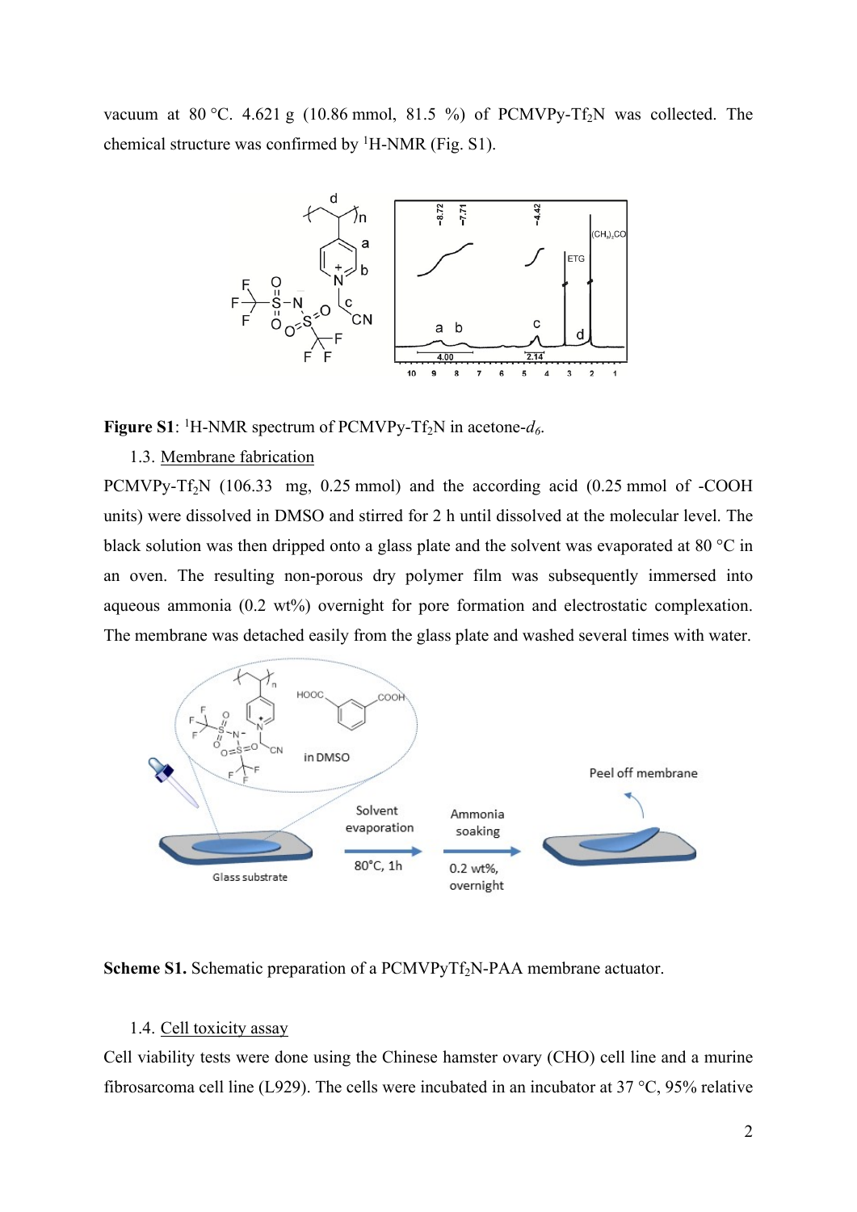vacuum at 80 °C. 4.621 g (10.86 mmol, 81.5 %) of PCMVPy-$Tf_2N$ was collected. The chemical structure was confirmed by $^1$H-NMR (Fig. S1).

**Figure S1**: $^1$H-NMR spectrum of PCMVPy-$Tf_2N$ in acetone-$d_6$.

1.3. Membrane fabrication

PCMVPy-$Tf_2N$ (106.33 mg, 0.25 mmol) and the according acid (0.25 mmol of -COOH units) were dissolved in DMSO and stirred for 2 h until dissolved at the molecular level. The black solution was then dripped onto a glass plate and the solvent was evaporated at 80 °C in an oven. The resulting non-porous dry polymer film was subsequently immersed into aqueous ammonia (0.2 wt%) overnight for pore formation and electrostatic complexation. The membrane was detached easily from the glass plate and washed several times with water.

**Scheme S1.** Schematic preparation of a PCMVPy$Tf_2N$-PAA membrane actuator.

1.4. Cell toxicity assay

Cell viability tests were done using the Chinese hamster ovary (CHO) cell line and a murine fibrosarcoma cell line (L929). The cells were incubated in an incubator at 37 °C, 95% relative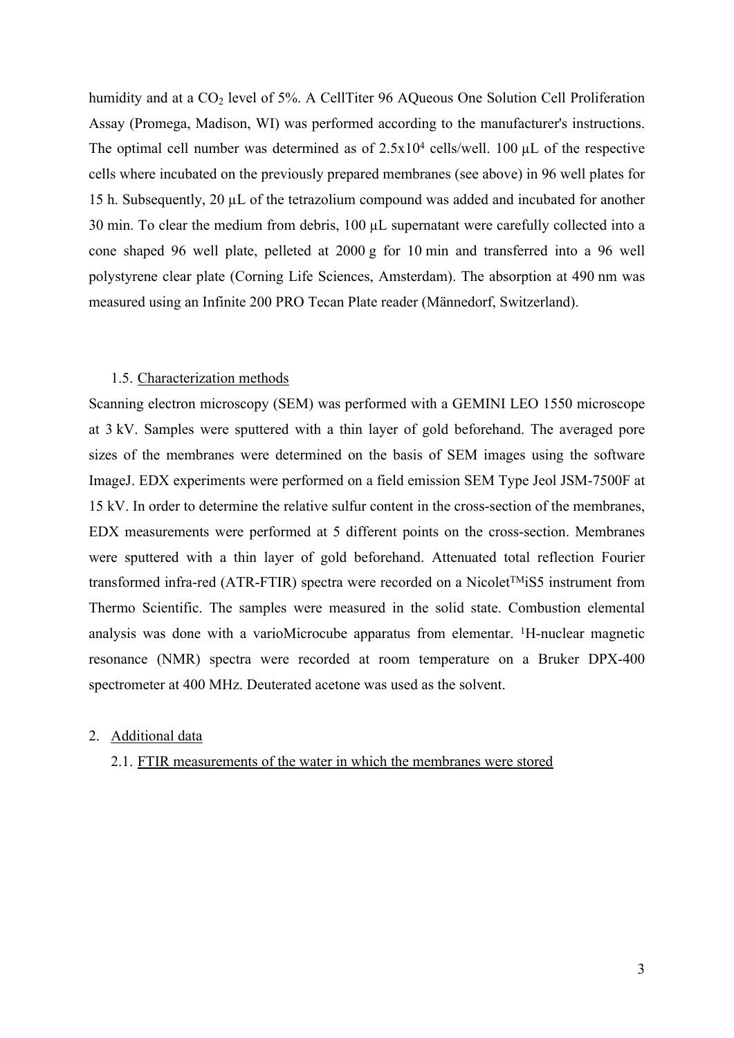humidity and at a $CO_2$ level of 5%. A CellTiter 96 AQueous One Solution Cell Proliferation Assay (Promega, Madison, WI) was performed according to the manufacturer's instructions. The optimal cell number was determined as of $2.5x10^4$ cells/well. 100 µL of the respective cells where incubated on the previously prepared membranes (see above) in 96 well plates for 15 h. Subsequently, 20 µL of the tetrazolium compound was added and incubated for another 30 min. To clear the medium from debris, 100 µL supernatant were carefully collected into a cone shaped 96 well plate, pelleted at 2000 g for 10 min and transferred into a 96 well polystyrene clear plate (Corning Life Sciences, Amsterdam). The absorption at 490 nm was measured using an Infinite 200 PRO Tecan Plate reader (Männedorf, Switzerland).

### 1.5. Characterization methods

Scanning electron microscopy (SEM) was performed with a GEMINI LEO 1550 microscope at 3 kV. Samples were sputtered with a thin layer of gold beforehand. The averaged pore sizes of the membranes were determined on the basis of SEM images using the software ImageJ. EDX experiments were performed on a field emission SEM Type Jeol JSM-7500F at 15 kV. In order to determine the relative sulfur content in the cross-section of the membranes, EDX measurements were performed at 5 different points on the cross-section. Membranes were sputtered with a thin layer of gold beforehand. Attenuated total reflection Fourier transformed infra-red (ATR-FTIR) spectra were recorded on a Nicolet™iS5 instrument from Thermo Scientific. The samples were measured in the solid state. Combustion elemental analysis was done with a varioMicrocube apparatus from elementar. $^1$H-nuclear magnetic resonance (NMR) spectra were recorded at room temperature on a Bruker DPX-400 spectrometer at 400 MHz. Deuterated acetone was used as the solvent.

## 2. Additional data

### 2.1. FTIR measurements of the water in which the membranes were stored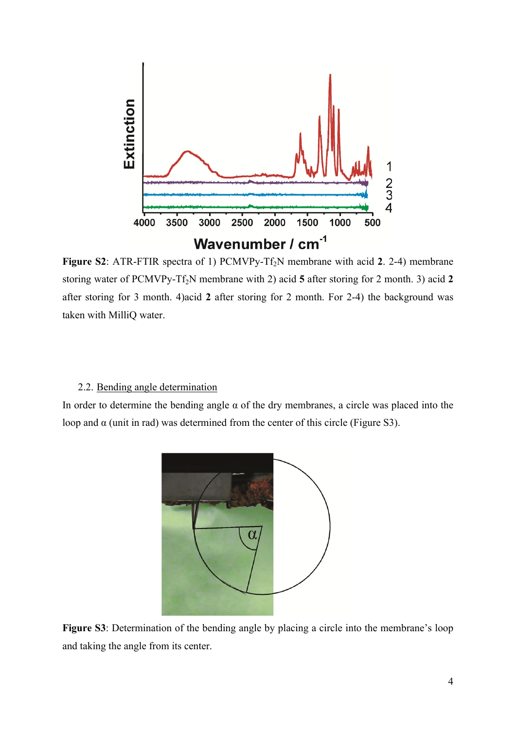**Figure S2**: ATR-FTIR spectra of 1) PCMVPy-$Tf_2N$ membrane with acid **2**. 2-4) membrane storing water of PCMVPy-$Tf_2N$ membrane with 2) acid **5** after storing for 2 month. 3) acid **2** after storing for 3 month. 4)acid **2** after storing for 2 month. For 2-4) the background was taken with MilliQ water.

### 2.2. Bending angle determination

In order to determine the bending angle α of the dry membranes, a circle was placed into the loop and α (unit in rad) was determined from the center of this circle (Figure S3).

**Figure S3**: Determination of the bending angle by placing a circle into the membrane's loop and taking the angle from its center.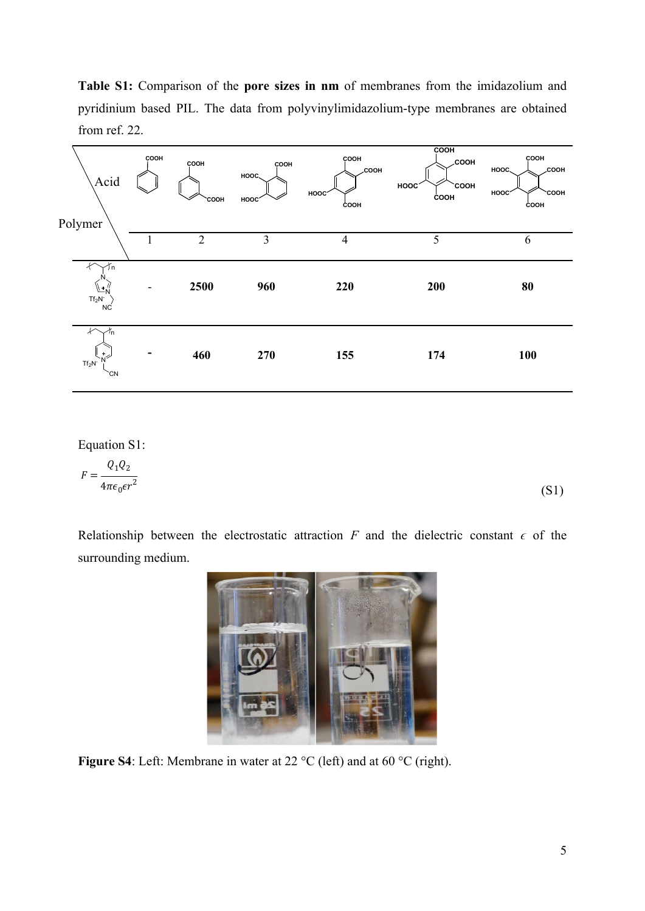**Table S1:** Comparison of the **pore sizes in nm** of membranes from the imidazolium and pyridinium based PIL. The data from polyvinylimidazolium-type membranes are obtained from ref. 22.

| Polymer \ Acid | 1 | 2 | 3 | 4 | 5 | 6 |
|---|---|---|---|---|---|---|
| Poly(vinylimidazolium) with cyanomethyl, $Tf_2N^-$ | - | **2500** | **960** | **220** | **200** | **80** |
| Poly(vinylpyridinium) with cyanomethyl, $Tf_2N^-$ | - | **460** | **270** | **155** | **174** | **100** |

Equation S1:

$$F = \frac{Q_1 Q_2}{4\pi\epsilon_0 \epsilon r^2} \tag{S1}$$

Relationship between the electrostatic attraction $F$ and the dielectric constant $\epsilon$ of the surrounding medium.

**Figure S4**: Left: Membrane in water at 22 °C (left) and at 60 °C (right).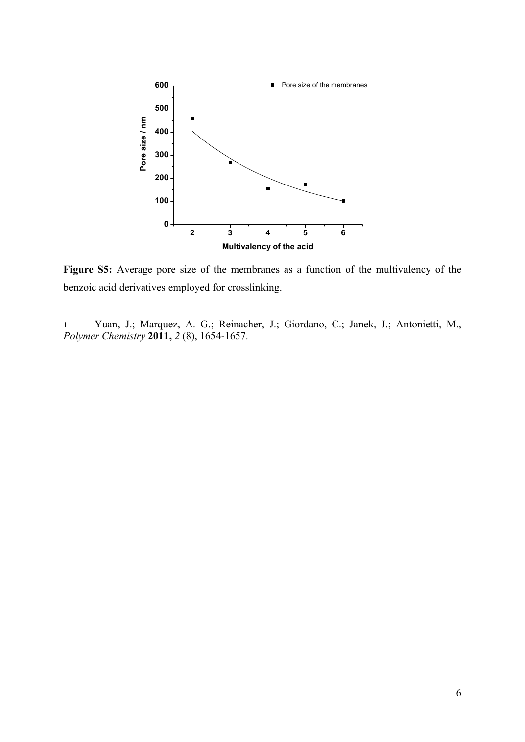600

500

400

300

200

100

0

Pore size / nm

2 3 4 5 6

Multivalency of the acid

Pore size of the membranes

**Figure S5:** Average pore size of the membranes as a function of the multivalency of the benzoic acid derivatives employed for crosslinking.

1 Yuan, J.; Marquez, A. G.; Reinacher, J.; Giordano, C.; Janek, J.; Antonietti, M., *Polymer Chemistry* **2011,** *2* (8), 1654-1657.